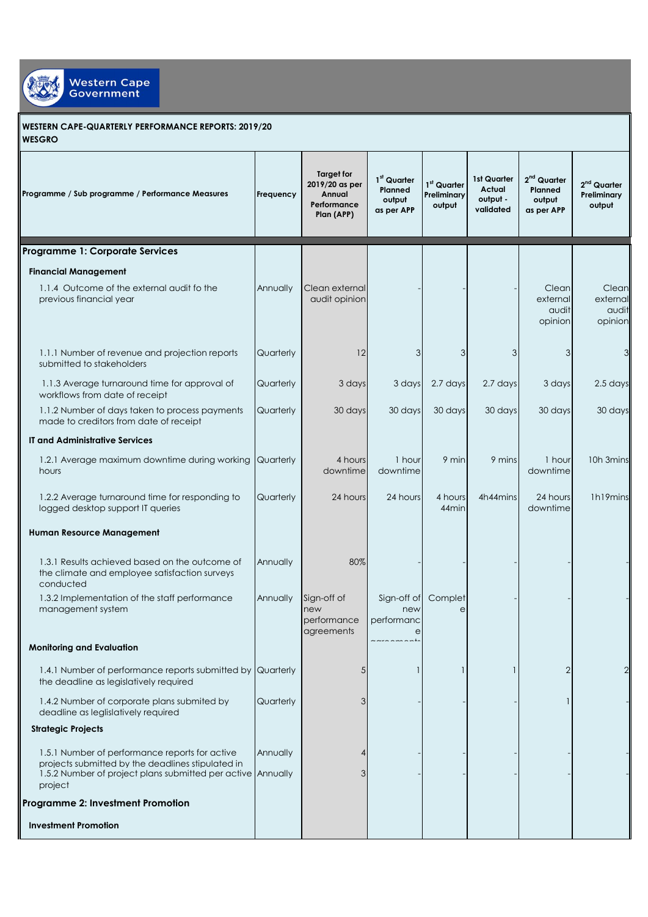**WESTERN CAPE-QUARTERLY PERFORMANCE REPORTS: 2019/20**
**WESGRO**

| Programme / Sub programme / Performance Measures | Frequency | Target for 2019/20 as per Annual Performance Plan (APP) | 1st Quarter Planned output as per APP | 1st Quarter Preliminary output | 1st Quarter Actual output - validated | 2nd Quarter Planned output as per APP | 2nd Quarter Preliminary output |
|---|---|---|---|---|---|---|---|
| **Programme 1: Corporate Services** | | | | | | | |
| **Financial Management** | | | | | | | |
| 1.1.4 Outcome of the external audit fo the previous financial year | Annually | Clean external audit opinion | - | - | - | Clean external audit opinion | Clean external audit opinion |
| 1.1.1 Number of revenue and projection reports submitted to stakeholders | Quarterly | 12 | 3 | 3 | 3 | 3 | 3 |
| 1.1.3 Average turnaround time for approval of workflows from date of receipt | Quarterly | 3 days | 3 days | 2.7 days | 2.7 days | 3 days | 2.5 days |
| 1.1.2 Number of days taken to process payments made to creditors from date of receipt | Quarterly | 30 days | 30 days | 30 days | 30 days | 30 days | 30 days |
| **IT and Administrative Services** | | | | | | | |
| 1.2.1 Average maximum downtime during working hours | Quarterly | 4 hours downtime | 1 hour downtime | 9 min | 9 mins | 1 hour downtime | 10h 3mins |
| 1.2.2 Average turnaround time for responding to logged desktop support IT queries | Quarterly | 24 hours | 24 hours | 4 hours 44min | 4h44mins | 24 hours downtime | 1h19mins |
| **Human Resource Management** | | | | | | | |
| 1.3.1 Results achieved based on the outcome of the climate and employee satisfaction surveys conducted | Annually | 80% | - | - | - | - | - |
| 1.3.2 Implementation of the staff performance management system | Annually | Sign-off of new performance agreements | Sign-off of new performance agreements | Complete | - | - | - |
| **Monitoring and Evaluation** | | | | | | | |
| 1.4.1 Number of performance reports submitted by the deadline as legislatively required | Quarterly | 5 | 1 | 1 | 1 | 2 | 2 |
| 1.4.2 Number of corporate plans submited by deadline as leglislatively required | Quarterly | 3 | - | - | - | 1 | - |
| **Strategic Projects** | | | | | | | |
| 1.5.1 Number of performance reports for active projects submitted by the deadlines stipulated in | Annually | 4 | - | - | - | - | - |
| 1.5.2 Number of project plans submitted per active project | Annually | 3 | - | - | - | - | - |
| **Programme 2: Investment Promotion** | | | | | | | |
| **Investment Promotion** | | | | | | | |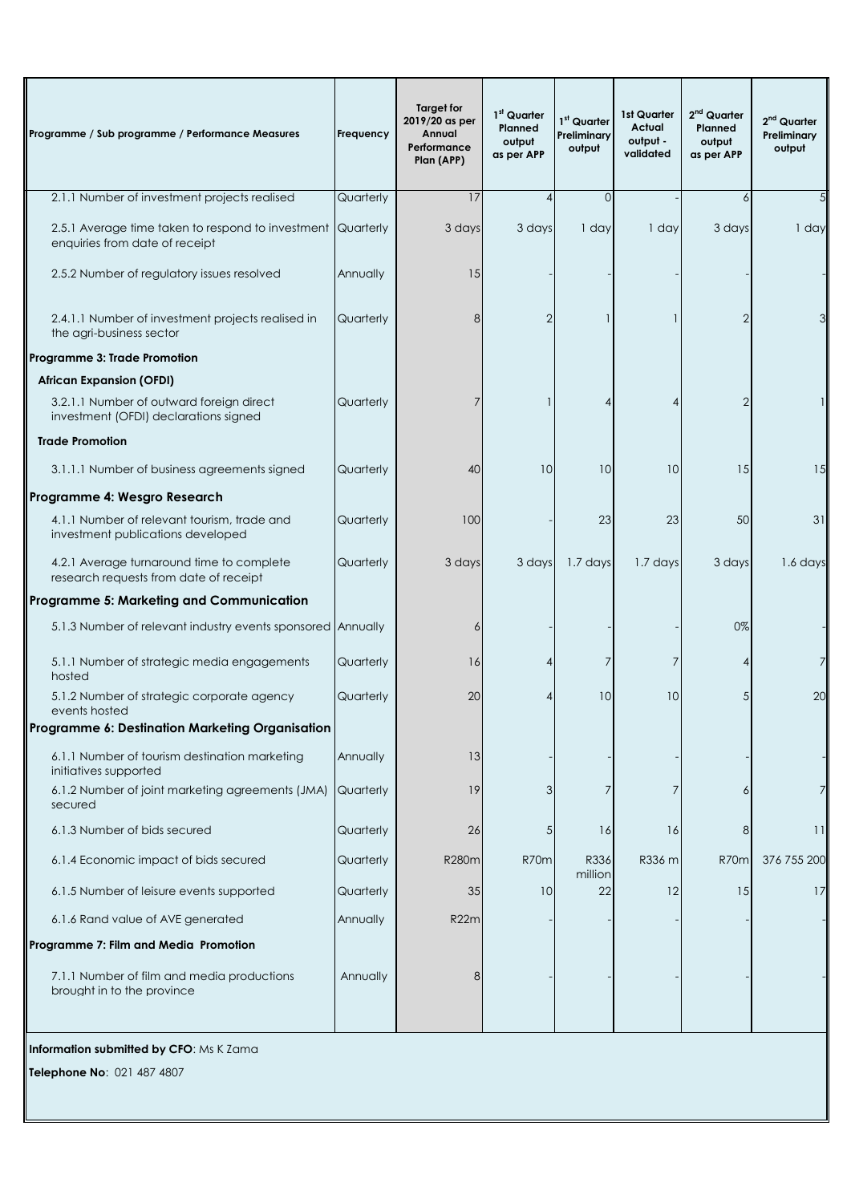| Programme / Sub programme / Performance Measures | Frequency | Target for 2019/20 as per Annual Performance Plan (APP) | 1st Quarter Planned output as per APP | 1st Quarter Preliminary output | 1st Quarter Actual output - validated | 2nd Quarter Planned output as per APP | 2nd Quarter Preliminary output |
|---|---|---|---|---|---|---|---|
| 2.1.1 Number of investment projects realised | Quarterly | 17 | 4 | 0 | - | 6 | 5 |
| 2.5.1 Average time taken to respond to investment enquiries from date of receipt | Quarterly | 3 days | 3 days | 1 day | 1 day | 3 days | 1 day |
| 2.5.2 Number of regulatory issues resolved | Annually | 15 | - | - | - | - | - |
| 2.4.1.1 Number of investment projects realised in the agri-business sector | Quarterly | 8 | 2 | 1 | 1 | 2 | 3 |
| **Programme 3: Trade Promotion** | | | | | | | |
| **African Expansion (OFDI)** | | | | | | | |
| 3.2.1.1 Number of outward foreign direct investment (OFDI) declarations signed | Quarterly | 7 | 1 | 4 | 4 | 2 | 1 |
| **Trade Promotion** | | | | | | | |
| 3.1.1.1 Number of business agreements signed | Quarterly | 40 | 10 | 10 | 10 | 15 | 15 |
| **Programme 4: Wesgro Research** | | | | | | | |
| 4.1.1 Number of relevant tourism, trade and investment publications developed | Quarterly | 100 | - | 23 | 23 | 50 | 31 |
| 4.2.1 Average turnaround time to complete research requests from date of receipt | Quarterly | 3 days | 3 days | 1.7 days | 1.7 days | 3 days | 1.6 days |
| **Programme 5: Marketing and Communication** | | | | | | | |
| 5.1.3 Number of relevant industry events sponsored | Annually | 6 | - | - | - | 0% | - |
| 5.1.1 Number of strategic media engagements hosted | Quarterly | 16 | 4 | 7 | 7 | 4 | 7 |
| 5.1.2 Number of strategic corporate agency events hosted | Quarterly | 20 | 4 | 10 | 10 | 5 | 20 |
| **Programme 6: Destination Marketing Organisation** | | | | | | | |
| 6.1.1 Number of tourism destination marketing initiatives supported | Annually | 13 | - | - | - | - | - |
| 6.1.2 Number of joint marketing agreements (JMA) secured | Quarterly | 19 | 3 | 7 | 7 | 6 | 7 |
| 6.1.3 Number of bids secured | Quarterly | 26 | 5 | 16 | 16 | 8 | 11 |
| 6.1.4 Economic impact of bids secured | Quarterly | R280m | R70m | R336 million | R336 m | R70m | 376 755 200 |
| 6.1.5 Number of leisure events supported | Quarterly | 35 | 10 | 22 | 12 | 15 | 17 |
| 6.1.6 Rand value of AVE generated | Annually | R22m | - | - | - | - | - |
| **Programme 7: Film and Media Promotion** | | | | | | | |
| 7.1.1 Number of film and media productions brought in to the province | Annually | 8 | - | - | - | - | - |

**Information submitted by CFO**: Ms K Zama

**Telephone No**: 021 487 4807